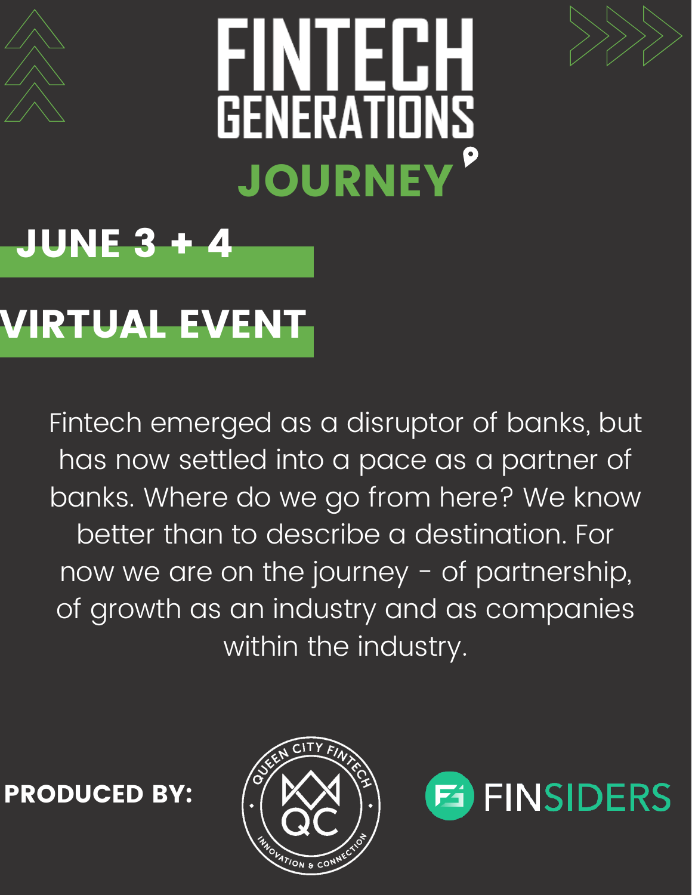# FINTECH GENERATIONS

## JOURNEY

**JUNE 3 + 4**

**VIRTUAL EVENT**

Fintech emerged as a disruptor of banks, but has now settled into a pace as a partner of banks. Where do we go from here? We know better than to describe a destination. For now we are on the journey - of partnership, of growth as an industry and as companies within the industry.

**PRODUCED BY:**

QUEEN CITY FINTECH QC INNOVATION & CONNECTION

FINSIDERS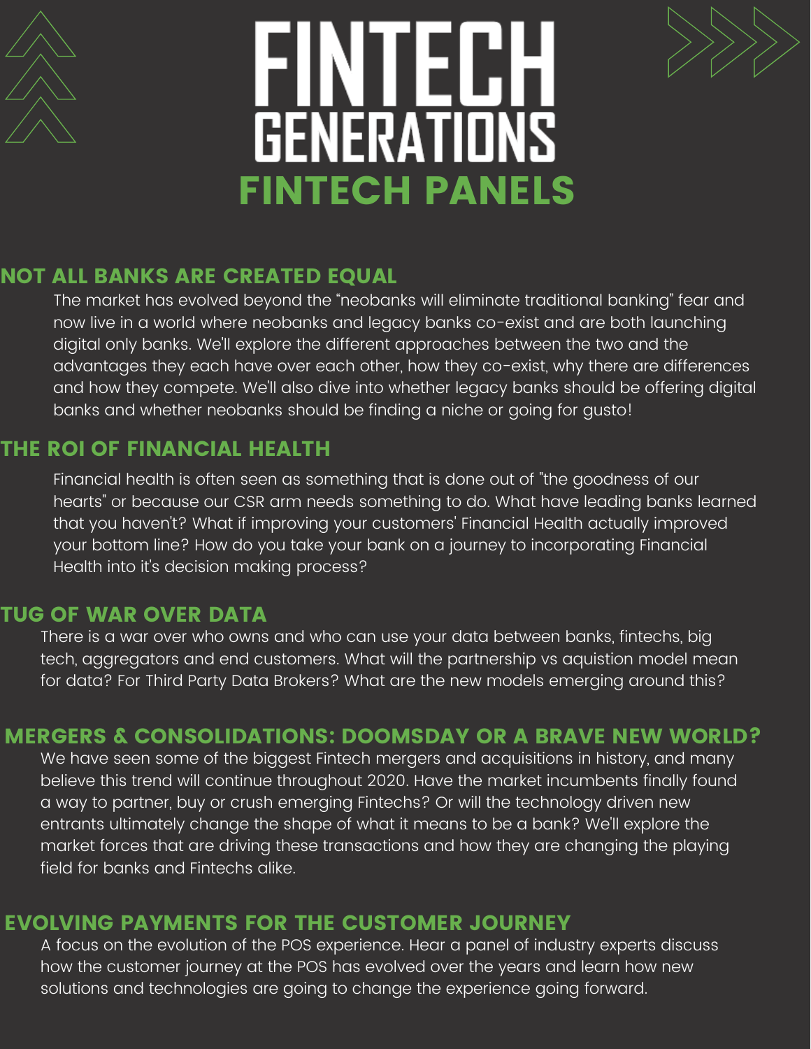# FINTECH GENERATIONS

## FINTECH PANELS

### NOT ALL BANKS ARE CREATED EQUAL

The market has evolved beyond the "neobanks will eliminate traditional banking" fear and now live in a world where neobanks and legacy banks co-exist and are both launching digital only banks. We'll explore the different approaches between the two and the advantages they each have over each other, how they co-exist, why there are differences and how they compete. We'll also dive into whether legacy banks should be offering digital banks and whether neobanks should be finding a niche or going for gusto!

### THE ROI OF FINANCIAL HEALTH

Financial health is often seen as something that is done out of "the goodness of our hearts" or because our CSR arm needs something to do. What have leading banks learned that you haven't? What if improving your customers' Financial Health actually improved your bottom line? How do you take your bank on a journey to incorporating Financial Health into it's decision making process?

### TUG OF WAR OVER DATA

There is a war over who owns and who can use your data between banks, fintechs, big tech, aggregators and end customers. What will the partnership vs aquistion model mean for data? For Third Party Data Brokers? What are the new models emerging around this?

### MERGERS & CONSOLIDATIONS: DOOMSDAY OR A BRAVE NEW WORLD?

We have seen some of the biggest Fintech mergers and acquisitions in history, and many believe this trend will continue throughout 2020. Have the market incumbents finally found a way to partner, buy or crush emerging Fintechs? Or will the technology driven new entrants ultimately change the shape of what it means to be a bank? We'll explore the market forces that are driving these transactions and how they are changing the playing field for banks and Fintechs alike.

### EVOLVING PAYMENTS FOR THE CUSTOMER JOURNEY

A focus on the evolution of the POS experience. Hear a panel of industry experts discuss how the customer journey at the POS has evolved over the years and learn how new solutions and technologies are going to change the experience going forward.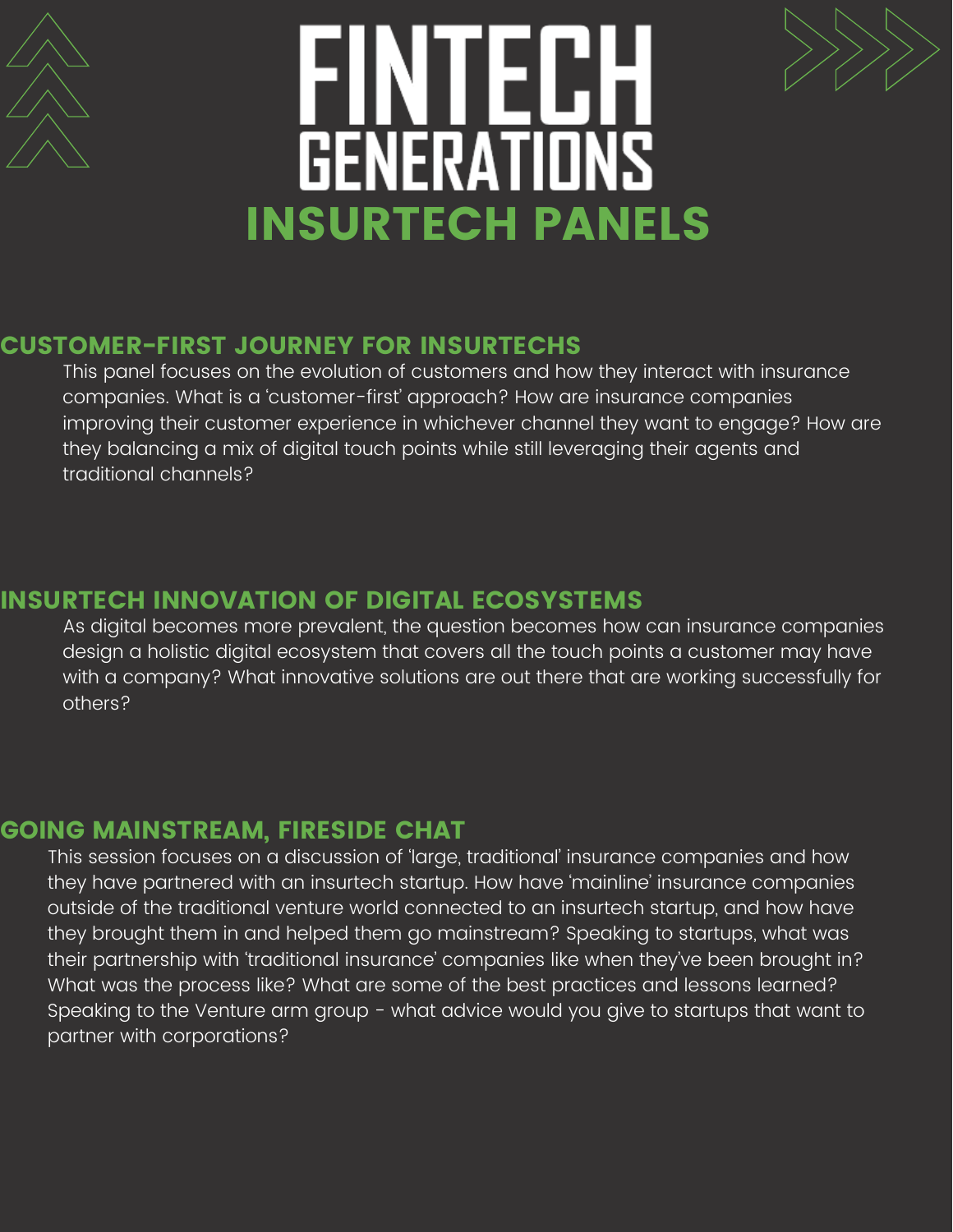# FINTECH GENERATIONS

## INSURTECH PANELS

### CUSTOMER-FIRST JOURNEY FOR INSURTECHS

This panel focuses on the evolution of customers and how they interact with insurance companies. What is a 'customer-first' approach? How are insurance companies improving their customer experience in whichever channel they want to engage? How are they balancing a mix of digital touch points while still leveraging their agents and traditional channels?

### INSURTECH INNOVATION OF DIGITAL ECOSYSTEMS

As digital becomes more prevalent, the question becomes how can insurance companies design a holistic digital ecosystem that covers all the touch points a customer may have with a company? What innovative solutions are out there that are working successfully for others?

### GOING MAINSTREAM, FIRESIDE CHAT

This session focuses on a discussion of 'large, traditional' insurance companies and how they have partnered with an insurtech startup. How have 'mainline' insurance companies outside of the traditional venture world connected to an insurtech startup, and how have they brought them in and helped them go mainstream? Speaking to startups, what was their partnership with 'traditional insurance' companies like when they've been brought in? What was the process like? What are some of the best practices and lessons learned? Speaking to the Venture arm group - what advice would you give to startups that want to partner with corporations?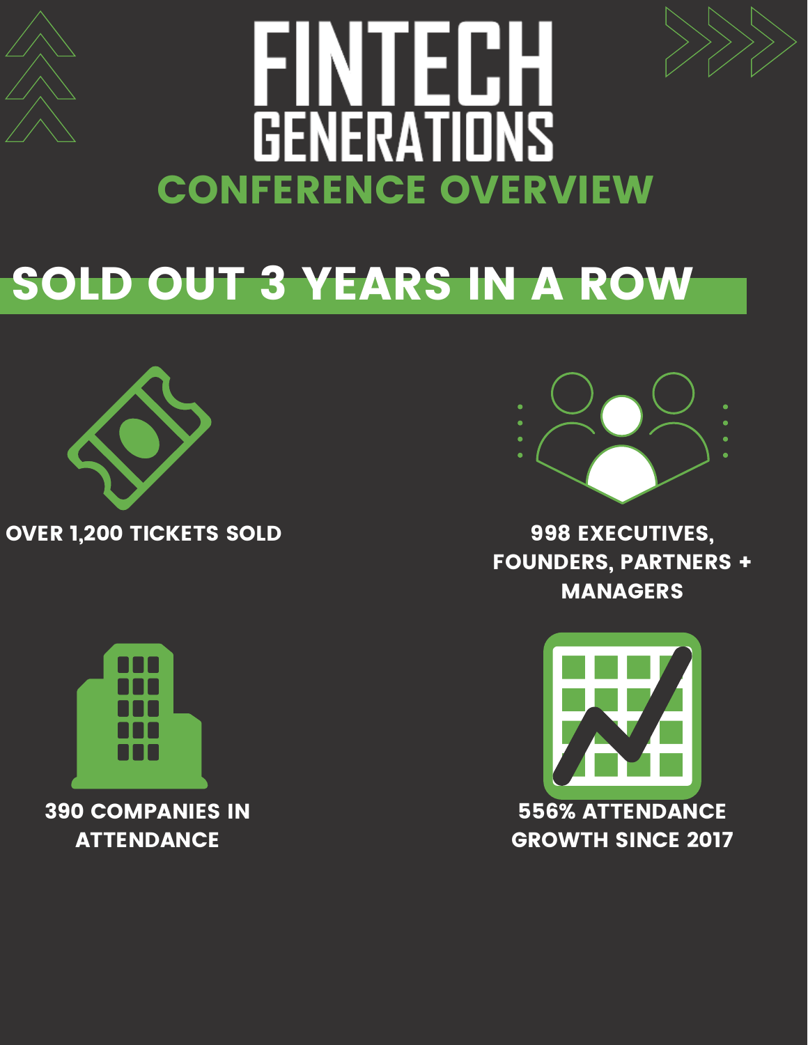# FINTECH GENERATIONS

## CONFERENCE OVERVIEW

## SOLD OUT 3 YEARS IN A ROW

**OVER 1,200 TICKETS SOLD**

**998 EXECUTIVES, FOUNDERS, PARTNERS + MANAGERS**

**390 COMPANIES IN ATTENDANCE**

**556% ATTENDANCE GROWTH SINCE 2017**